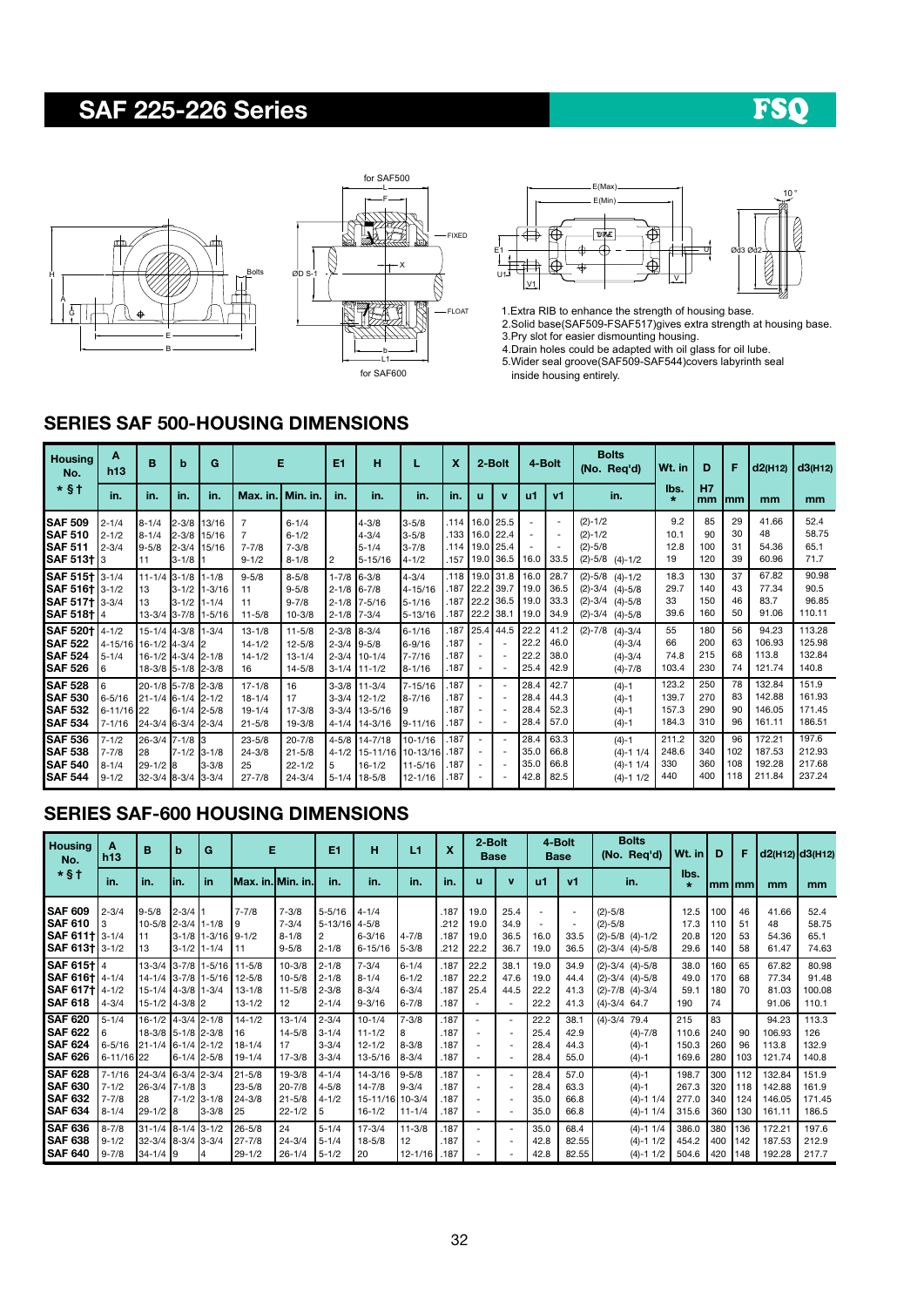# SAF 225-226 Series

1. Extra RIB to enhance the strength of housing base.
2. Solid base(SAF509-FSAF517)gives extra strength at housing base.
3. Pry slot for easier dismounting housing.
4. Drain holes could be adapted with oil glass for oil lube.
5. Wider seal groove(SAF509-SAF544)covers labyrinth seal inside housing entirely.

## SERIES SAF 500-HOUSING DIMENSIONS

| Housing No. | A h13 | B | b | G | E | | E1 | H | L | X | 2-Bolt | | 4-Bolt | | Bolts (No. Req'd) | Wt. in | D | F | d2(H12) | d3(H12) |
|---|---|---|---|---|---|---|---|---|---|---|---|---|---|---|---|---|---|---|---|---|
| * § † | in. | in. | in. | in. | Max. in. | Min. in. | in. | in. | in. | in. | u | v | u1 | v1 | in. | lbs. * | H7 mm | mm | mm | mm |
| SAF 509 | 2-1/4 | 8-1/4 | 2-3/8 | 13/16 | 7 | 6-1/4 | | 4-3/8 | 3-5/8 | .114 | 16.0 | 25.5 | - | - | (2)-1/2 | 9.2 | 85 | 29 | 41.66 | 52.4 |
| SAF 510 | 2-1/2 | 8-1/4 | 2-3/8 | 15/16 | 7 | 6-1/2 | | 4-3/4 | 3-5/8 | .133 | 16.0 | 22.4 | - | - | (2)-1/2 | 10.1 | 90 | 30 | 48 | 58.75 |
| SAF 511 | 2-3/4 | 9-5/8 | 2-3/4 | 15/16 | 7-7/8 | 7-3/8 | | 5-1/4 | 3-7/8 | .114 | 19.0 | 25.4 | - | - | (2)-5/8 | 12.8 | 100 | 31 | 54.36 | 65.1 |
| SAF 513† | 3 | 11 | 3-1/8 | 1 | 9-1/2 | 8-1/8 | 2 | 5-15/16 | 4-1/2 | .157 | 19.0 | 36.5 | 16.0 | 33.5 | (2)-5/8 (4)-1/2 | 19 | 120 | 39 | 60.96 | 71.7 |
| SAF 515† | 3-1/4 | 11-1/4 | 3-1/8 | 1-1/8 | 9-5/8 | 8-5/8 | 1-7/8 | 6-3/8 | 4-3/4 | .118 | 19.0 | 31.8 | 16.0 | 28.7 | (2)-5/8 (4)-1/2 | 18.3 | 130 | 37 | 67.82 | 90.98 |
| SAF 516† | 3-1/2 | 13 | 3-1/2 | 1-3/16 | 11 | 9-5/8 | 2-1/8 | 6-7/8 | 4-15/16 | .187 | 22.2 | 39.7 | 19.0 | 36.5 | (2)-3/4 (4)-5/8 | 29.7 | 140 | 43 | 77.34 | 90.5 |
| SAF 517† | 3-3/4 | 13 | 3-1/2 | 1-1/4 | 11 | 9-7/8 | 2-1/8 | 7-5/16 | 5-1/16 | .187 | 22.2 | 36.5 | 19.0 | 33.3 | (2)-3/4 (4)-5/8 | 33 | 150 | 46 | 83.7 | 96.85 |
| SAF 518† | 4 | 13-3/4 | 3-7/8 | 1-5/16 | 11-5/8 | 10-3/8 | 2-1/8 | 7-3/4 | 5-13/16 | .187 | 22.2 | 38.1 | 19.0 | 34.9 | (2)-3/4 (4)-5/8 | 39.6 | 160 | 50 | 91.06 | 110.11 |
| SAF 520† | 4-1/2 | 15-1/4 | 4-3/8 | 1-3/4 | 13-1/8 | 11-5/8 | 2-3/8 | 8-3/4 | 6-1/16 | .187 | 25.4 | 44.5 | 22.2 | 41.2 | (2)-7/8 (4)-3/4 | 55 | 180 | 56 | 94.23 | 113.28 |
| SAF 522 | 4-15/16 | 16-1/2 | 4-3/4 | 2 | 14-1/2 | 12-5/8 | 2-3/4 | 9-5/8 | 6-9/16 | .187 | - | - | 22.2 | 46.0 | (4)-3/4 | 66 | 200 | 63 | 106.93 | 125.98 |
| SAF 524 | 5-1/4 | 16-1/2 | 4-3/4 | 2-1/8 | 14-1/2 | 13-1/4 | 2-3/4 | 10-1/4 | 7-7/16 | .187 | - | - | 22.2 | 38.0 | (4)-3/4 | 74.8 | 215 | 68 | 113.8 | 132.84 |
| SAF 526 | 6 | 18-3/8 | 5-1/8 | 2-3/8 | 16 | 14-5/8 | 3-1/4 | 11-1/2 | 8-1/16 | .187 | - | - | 25.4 | 42.9 | (4)-7/8 | 103.4 | 230 | 74 | 121.74 | 140.8 |
| SAF 528 | 6 | 20-1/8 | 5-7/8 | 2-3/8 | 17-1/8 | 16 | 3-3/8 | 11-3/4 | 7-15/16 | .187 | - | - | 28.4 | 42.7 | (4)-1 | 123.2 | 250 | 78 | 132.84 | 151.9 |
| SAF 530 | 6-5/16 | 21-1/4 | 6-1/4 | 2-1/2 | 18-1/4 | 17 | 3-3/4 | 12-1/2 | 8-7/16 | .187 | - | - | 28.4 | 44.3 | (4)-1 | 139.7 | 270 | 83 | 142.88 | 161.93 |
| SAF 532 | 6-11/16 | 22 | 6-1/4 | 2-5/8 | 19-1/4 | 17-3/8 | 3-3/4 | 13-5/16 | 9 | .187 | - | - | 28.4 | 52.3 | (4)-1 | 157.3 | 290 | 90 | 146.05 | 171.45 |
| SAF 534 | 7-1/16 | 24-3/4 | 6-3/4 | 2-3/4 | 21-5/8 | 19-3/8 | 4-1/4 | 14-3/16 | 9-11/16 | .187 | - | - | 28.4 | 57.0 | (4)-1 | 184.3 | 310 | 96 | 161.11 | 186.51 |
| SAF 536 | 7-1/2 | 26-3/4 | 7-1/8 | 3 | 23-5/8 | 20-7/8 | 4-5/8 | 14-7/18 | 10-1/16 | .187 | - | - | 28.4 | 63.3 | (4)-1 | 211.2 | 320 | 96 | 172.21 | 197.6 |
| SAF 538 | 7-7/8 | 28 | 7-1/2 | 3-1/8 | 24-3/8 | 21-5/8 | 4-1/2 | 15-11/16 | 10-13/16 | .187 | - | - | 35.0 | 66.8 | (4)-1 1/4 | 248.6 | 340 | 102 | 187.53 | 212.93 |
| SAF 540 | 8-1/4 | 29-1/2 | 8 | 3-3/8 | 25 | 22-1/2 | 5 | 16-1/2 | 11-5/16 | .187 | - | - | 35.0 | 66.8 | (4)-1 1/4 | 330 | 360 | 108 | 192.28 | 217.68 |
| SAF 544 | 9-1/2 | 32-3/4 | 8-3/4 | 3-3/4 | 27-7/8 | 24-3/4 | 5-1/4 | 18-5/8 | 12-1/16 | .187 | - | - | 42.8 | 82.5 | (4)-1 1/2 | 440 | 400 | 118 | 211.84 | 237.24 |

## SERIES SAF-600 HOUSING DIMENSIONS

| Housing No. | A h13 | B | b | G | E | | E1 | H | L1 | X | 2-Bolt Base | | 4-Bolt Base | | Bolts (No. Req'd) | Wt. in | D | F | d2(H12) | d3(H12) |
|---|---|---|---|---|---|---|---|---|---|---|---|---|---|---|---|---|---|---|---|---|
| * § † | in. | in. | in. | in | Max. in. | Min. in. | in. | in. | in. | in. | u | v | u1 | v1 | in. | lbs. * | mm | mm | mm | mm |
| SAF 609 | 2-3/4 | 9-5/8 | 2-3/4 | 1 | 7-7/8 | 7-3/8 | 5-5/16 | 4-1/4 | | .187 | 19.0 | 25.4 | - | - | (2)-5/8 | 12.5 | 100 | 46 | 41.66 | 52.4 |
| SAF 610 | 3 | 10-5/8 | 2-3/4 | 1-1/8 | 9 | 7-3/4 | 5-13/16 | 4-5/8 | | .212 | 19.0 | 34.9 | - | - | (2)-5/8 | 17.3 | 110 | 51 | 48 | 58.75 |
| SAF 611† | 3-1/4 | 11 | 3-1/8 | 1-3/16 | 9-1/2 | 8-1/8 | 2 | 6-3/16 | 4-7/8 | .187 | 19.0 | 36.5 | 16.0 | 33.5 | (2)-5/8 (4)-1/2 | 20.8 | 120 | 53 | 54.36 | 65.1 |
| SAF 613† | 3-1/2 | 13 | 3-1/2 | 1-1/4 | 11 | 9-5/8 | 2-1/8 | 6-15/16 | 5-3/8 | .212 | 22.2 | 36.7 | 19.0 | 36.5 | (2)-3/4 (4)-5/8 | 29.6 | 140 | 58 | 61.47 | 74.63 |
| SAF 615† | 4 | 13-3/4 | 3-7/8 | 1-5/16 | 11-5/8 | 10-3/8 | 2-1/8 | 7-3/4 | 6-1/4 | .187 | 22.2 | 38.1 | 19.0 | 34.9 | (2)-3/4 (4)-5/8 | 38.0 | 160 | 65 | 67.82 | 80.98 |
| SAF 616† | 4-1/4 | 14-1/4 | 3-7/8 | 1-5/16 | 12-5/8 | 10-5/8 | 2-1/8 | 8-1/4 | 6-1/4 | .187 | 22.2 | 47.6 | 19.0 | 44.4 | (2)-3/4 (4)-5/8 | 49.0 | 170 | 68 | 77.34 | 91.48 |
| SAF 617† | 4-1/2 | 15-1/4 | 4-3/8 | 1-3/4 | 13-1/8 | 11-5/8 | 2-3/8 | 8-3/4 | 6-3/4 | .187 | 25.4 | 44.5 | 22.2 | 41.3 | (2)-7/8 (4)-3/4 | 59.1 | 180 | 70 | 81.03 | 100.08 |
| SAF 618 | 4-3/4 | 15-1/2 | 4-3/8 | 2 | 13-1/2 | 12 | 2-1/4 | 9-3/16 | 6-7/8 | .187 | - | - | 22.2 | 41.3 | (4)-3/4 64.7 | 190 | 74 | | 91.06 | 110.1 |
| SAF 620 | 5-1/4 | 16-1/2 | 4-3/4 | 2-1/8 | 14-1/2 | 13-1/4 | 2-3/4 | 10-1/4 | 7-3/8 | .187 | - | - | 22.2 | 38.1 | (4)-3/4 79.4 | 215 | 83 | | 94.23 | 113.3 |
| SAF 622 | 6 | 18-3/8 | 5-1/8 | 2-3/8 | 16 | 14-5/8 | 3-1/4 | 11-1/2 | 8 | .187 | - | - | 25.4 | 42.9 | (4)-7/8 | 110.6 | 240 | 90 | 106.93 | 126 |
| SAF 624 | 6-5/16 | 21-1/4 | 6-1/4 | 2-1/2 | 18-1/4 | 17 | 3-3/4 | 12-1/2 | 8-3/8 | .187 | - | - | 28.4 | 44.3 | (4)-1 | 150.3 | 260 | 96 | 113.8 | 132.9 |
| SAF 626 | 6-11/16 | 22 | 6-1/4 | 2-5/8 | 19-1/4 | 17-3/8 | 3-3/4 | 13-5/16 | 8-3/4 | .187 | - | - | 28.4 | 55.0 | (4)-1 | 169.6 | 280 | 103 | 121.74 | 140.8 |
| SAF 628 | 7-1/16 | 24-3/4 | 6-3/4 | 2-3/4 | 21-5/8 | 19-3/8 | 4-1/4 | 14-3/16 | 9-5/8 | .187 | - | - | 28.4 | 57.0 | (4)-1 | 198.7 | 300 | 112 | 132.84 | 151.9 |
| SAF 630 | 7-1/2 | 26-3/4 | 7-1/8 | 3 | 23-5/8 | 20-7/8 | 4-5/8 | 14-7/8 | 9-3/4 | .187 | - | - | 28.4 | 63.3 | (4)-1 | 267.3 | 320 | 118 | 142.88 | 161.9 |
| SAF 632 | 7-7/8 | 28 | 7-1/2 | 3-1/8 | 24-3/8 | 21-5/8 | 4-1/2 | 15-11/16 | 10-3/4 | .187 | - | - | 35.0 | 66.8 | (4)-1 1/4 | 277.0 | 340 | 124 | 146.05 | 171.45 |
| SAF 634 | 8-1/4 | 29-1/2 | 8 | 3-3/8 | 25 | 22-1/2 | 5 | 16-1/2 | 11-1/4 | .187 | - | - | 35.0 | 66.8 | (4)-1 1/4 | 315.6 | 360 | 130 | 161.11 | 186.5 |
| SAF 636 | 8-7/8 | 31-1/4 | 8-1/4 | 3-1/2 | 26-5/8 | 24 | 5-1/4 | 17-3/4 | 11-3/8 | .187 | - | - | 35.0 | 68.4 | (4)-1 1/4 | 386.0 | 380 | 136 | 172.21 | 197.6 |
| SAF 638 | 9-1/2 | 32-3/4 | 8-3/4 | 3-3/4 | 27-7/8 | 24-3/4 | 5-1/4 | 18-5/8 | 12 | .187 | - | - | 42.8 | 82.55 | (4)-1 1/2 | 454.2 | 400 | 142 | 187.53 | 212.9 |
| SAF 640 | 9-7/8 | 34-1/4 | 9 | 4 | 29-1/2 | 26-1/4 | 5-1/2 | 20 | 12-1/16 | .187 | - | - | 42.8 | 82.55 | (4)-1 1/2 | 504.6 | 420 | 148 | 192.28 | 217.7 |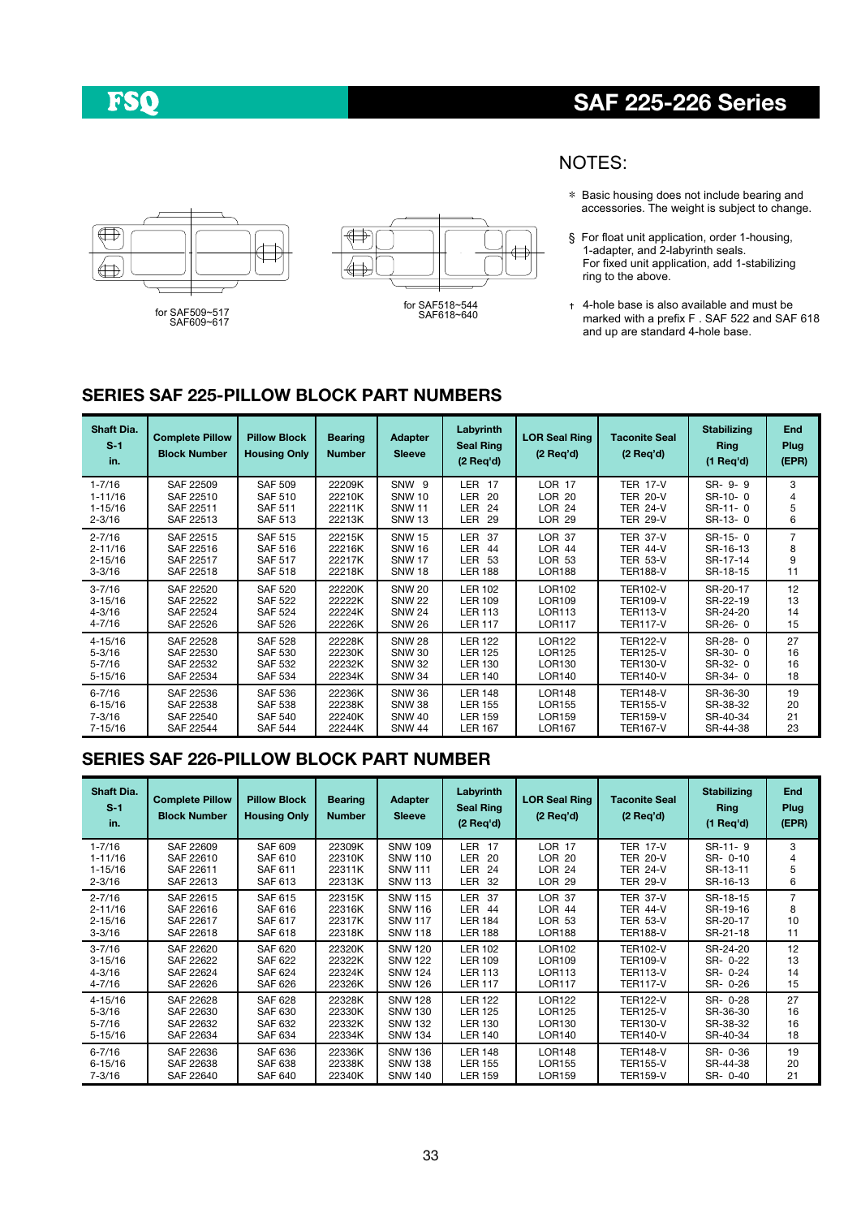# FSQ

# SAF 225-226 Series

for SAF509~517
SAF609~617

for SAF518~544
SAF618~640

## NOTES:

- \* Basic housing does not include bearing and accessories. The weight is subject to change.
- § For float unit application, order 1-housing, 1-adapter, and 2-labyrinth seals. For fixed unit application, add 1-stabilizing ring to the above.
- † 4-hole base is also available and must be marked with a prefix F . SAF 522 and SAF 618 and up are standard 4-hole base.

## SERIES SAF 225-PILLOW BLOCK PART NUMBERS

| Shaft Dia. S-1 in. | Complete Pillow Block Number | Pillow Block Housing Only | Bearing Number | Adapter Sleeve | Labyrinth Seal Ring (2 Req'd) | LOR Seal Ring (2 Req'd) | Taconite Seal (2 Req'd) | Stabilizing Ring (1 Req'd) | End Plug (EPR) |
|---|---|---|---|---|---|---|---|---|---|
| 1-7/16 | SAF 22509 | SAF 509 | 22209K | SNW 9 | LER 17 | LOR 17 | TER 17-V | SR- 9- 9 | 3 |
| 1-11/16 | SAF 22510 | SAF 510 | 22210K | SNW 10 | LER 20 | LOR 20 | TER 20-V | SR-10- 0 | 4 |
| 1-15/16 | SAF 22511 | SAF 511 | 22211K | SNW 11 | LER 24 | LOR 24 | TER 24-V | SR-11- 0 | 5 |
| 2-3/16 | SAF 22513 | SAF 513 | 22213K | SNW 13 | LER 29 | LOR 29 | TER 29-V | SR-13- 0 | 6 |
| 2-7/16 | SAF 22515 | SAF 515 | 22215K | SNW 15 | LER 37 | LOR 37 | TER 37-V | SR-15- 0 | 7 |
| 2-11/16 | SAF 22516 | SAF 516 | 22216K | SNW 16 | LER 44 | LOR 44 | TER 44-V | SR-16-13 | 8 |
| 2-15/16 | SAF 22517 | SAF 517 | 22217K | SNW 17 | LER 53 | LOR 53 | TER 53-V | SR-17-14 | 9 |
| 3-3/16 | SAF 22518 | SAF 518 | 22218K | SNW 18 | LER 188 | LOR188 | TER188-V | SR-18-15 | 11 |
| 3-7/16 | SAF 22520 | SAF 520 | 22220K | SNW 20 | LER 102 | LOR102 | TER102-V | SR-20-17 | 12 |
| 3-15/16 | SAF 22522 | SAF 522 | 22222K | SNW 22 | LER 109 | LOR109 | TER109-V | SR-22-19 | 13 |
| 4-3/16 | SAF 22524 | SAF 524 | 22224K | SNW 24 | LER 113 | LOR113 | TER113-V | SR-24-20 | 14 |
| 4-7/16 | SAF 22526 | SAF 526 | 22226K | SNW 26 | LER 117 | LOR117 | TER117-V | SR-26- 0 | 15 |
| 4-15/16 | SAF 22528 | SAF 528 | 22228K | SNW 28 | LER 122 | LOR122 | TER122-V | SR-28- 0 | 27 |
| 5-3/16 | SAF 22530 | SAF 530 | 22230K | SNW 30 | LER 125 | LOR125 | TER125-V | SR-30- 0 | 16 |
| 5-7/16 | SAF 22532 | SAF 532 | 22232K | SNW 32 | LER 130 | LOR130 | TER130-V | SR-32- 0 | 16 |
| 5-15/16 | SAF 22534 | SAF 534 | 22234K | SNW 34 | LER 140 | LOR140 | TER140-V | SR-34- 0 | 18 |
| 6-7/16 | SAF 22536 | SAF 536 | 22236K | SNW 36 | LER 148 | LOR148 | TER148-V | SR-36-30 | 19 |
| 6-15/16 | SAF 22538 | SAF 538 | 22238K | SNW 38 | LER 155 | LOR155 | TER155-V | SR-38-32 | 20 |
| 7-3/16 | SAF 22540 | SAF 540 | 22240K | SNW 40 | LER 159 | LOR159 | TER159-V | SR-40-34 | 21 |
| 7-15/16 | SAF 22544 | SAF 544 | 22244K | SNW 44 | LER 167 | LOR167 | TER167-V | SR-44-38 | 23 |

## SERIES SAF 226-PILLOW BLOCK PART NUMBER

| Shaft Dia. S-1 in. | Complete Pillow Block Number | Pillow Block Housing Only | Bearing Number | Adapter Sleeve | Labyrinth Seal Ring (2 Req'd) | LOR Seal Ring (2 Req'd) | Taconite Seal (2 Req'd) | Stabilizing Ring (1 Req'd) | End Plug (EPR) |
|---|---|---|---|---|---|---|---|---|---|
| 1-7/16 | SAF 22609 | SAF 609 | 22309K | SNW 109 | LER 17 | LOR 17 | TER 17-V | SR-11- 9 | 3 |
| 1-11/16 | SAF 22610 | SAF 610 | 22310K | SNW 110 | LER 20 | LOR 20 | TER 20-V | SR- 0-10 | 4 |
| 1-15/16 | SAF 22611 | SAF 611 | 22311K | SNW 111 | LER 24 | LOR 24 | TER 24-V | SR-13-11 | 5 |
| 2-3/16 | SAF 22613 | SAF 613 | 22313K | SNW 113 | LER 32 | LOR 29 | TER 29-V | SR-16-13 | 6 |
| 2-7/16 | SAF 22615 | SAF 615 | 22315K | SNW 115 | LER 37 | LOR 37 | TER 37-V | SR-18-15 | 7 |
| 2-11/16 | SAF 22616 | SAF 616 | 22316K | SNW 116 | LER 44 | LOR 44 | TER 44-V | SR-19-16 | 8 |
| 2-15/16 | SAF 22617 | SAF 617 | 22317K | SNW 117 | LER 184 | LOR 53 | TER 53-V | SR-20-17 | 10 |
| 3-3/16 | SAF 22618 | SAF 618 | 22318K | SNW 118 | LER 188 | LOR188 | TER188-V | SR-21-18 | 11 |
| 3-7/16 | SAF 22620 | SAF 620 | 22320K | SNW 120 | LER 102 | LOR102 | TER102-V | SR-24-20 | 12 |
| 3-15/16 | SAF 22622 | SAF 622 | 22322K | SNW 122 | LER 109 | LOR109 | TER109-V | SR- 0-22 | 13 |
| 4-3/16 | SAF 22624 | SAF 624 | 22324K | SNW 124 | LER 113 | LOR113 | TER113-V | SR- 0-24 | 14 |
| 4-7/16 | SAF 22626 | SAF 626 | 22326K | SNW 126 | LER 117 | LOR117 | TER117-V | SR- 0-26 | 15 |
| 4-15/16 | SAF 22628 | SAF 628 | 22328K | SNW 128 | LER 122 | LOR122 | TER122-V | SR- 0-28 | 27 |
| 5-3/16 | SAF 22630 | SAF 630 | 22330K | SNW 130 | LER 125 | LOR125 | TER125-V | SR-36-30 | 16 |
| 5-7/16 | SAF 22632 | SAF 632 | 22332K | SNW 132 | LER 130 | LOR130 | TER130-V | SR-38-32 | 16 |
| 5-15/16 | SAF 22634 | SAF 634 | 22334K | SNW 134 | LER 140 | LOR140 | TER140-V | SR-40-34 | 18 |
| 6-7/16 | SAF 22636 | SAF 636 | 22336K | SNW 136 | LER 148 | LOR148 | TER148-V | SR- 0-36 | 19 |
| 6-15/16 | SAF 22638 | SAF 638 | 22338K | SNW 138 | LER 155 | LOR155 | TER155-V | SR-44-38 | 20 |
| 7-3/16 | SAF 22640 | SAF 640 | 22340K | SNW 140 | LER 159 | LOR159 | TER159-V | SR- 0-40 | 21 |